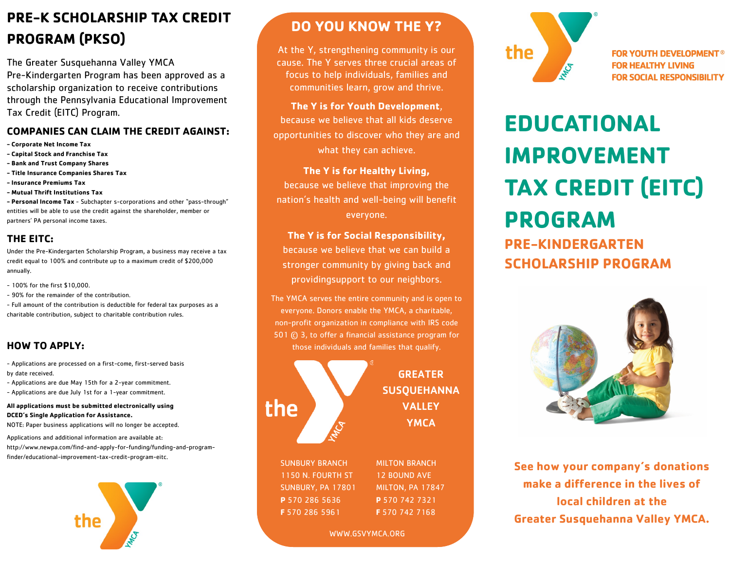## PRE-K SCHOLARSHIP TAX CREDIT PROGRAM (PKSO)

The Greater Susquehanna Valley YMCA Pre-Kindergarten Program has been approved as a scholarship organization to receive contributions through the Pennsylvania Educational Improvement Tax Credit (EITC) Program.

### COMPANIES CAN CLAIM THE CREDIT AGAINST:

- **Corporate Net Income Tax**
- **Capital Stock and Franchise Tax**
- **Bank and Trust Company Shares**
- **Title Insurance Companies Shares Tax**
- **Insurance Premiums Tax**
- **Mutual Thrift Institutions Tax**
- **Personal Income Tax** - Subchapter s-corporations and other "pass-through" entities will be able to use the credit against the shareholder, member or partners' PA personal income taxes.

### THE EITC:

Under the Pre-Kindergarten Scholarship Program, a business may receive a tax credit equal to 100% and contribute up to a maximum credit of $200,000 annually.

- 100% for the first $10,000.
- 90% for the remainder of the contribution.
- Full amount of the contribution is deductible for federal tax purposes as a charitable contribution, subject to charitable contribution rules.

### HOW TO APPLY:

- Applications are processed on a first-come, first-served basis by date received.
- Applications are due May 15th for a 2-year commitment.
- Applications are due July 1st for a 1-year commitment.

**All applications must be submitted electronically using DCED's Single Application for Assistance.**

NOTE: Paper business applications will no longer be accepted.

Applications and additional information are available at:
http://www.newpa.com/find-and-apply-for-funding/funding-and-program-finder/educational-improvement-tax-credit-program-eitc.

## DO YOU KNOW THE Y?

At the Y, strengthening community is our cause. The Y serves three crucial areas of focus to help individuals, families and communities learn, grow and thrive.

**The Y is for Youth Development**, because we believe that all kids deserve opportunities to discover who they are and what they can achieve.

**The Y is for Healthy Living,** because we believe that improving the nation's health and well-being will benefit everyone.

**The Y is for Social Responsibility,** because we believe that we can build a stronger community by giving back and providingsupport to our neighbors.

The YMCA serves the entire community and is open to everyone. Donors enable the YMCA, a charitable, non-profit organization in compliance with IRS code 501 © 3, to offer a financial assistance program for those individuals and families that qualify.

**GREATER SUSQUEHANNA VALLEY YMCA**

SUNBURY BRANCH
1150 N. FOURTH ST
SUNBURY, PA 17801
**P** 570 286 5636
**F** 570 286 5961

MILTON BRANCH
12 BOUND AVE
MILTON, PA 17847
**P** 570 742 7321
**F** 570 742 7168

WWW.GSVYMCA.ORG

FOR YOUTH DEVELOPMENT®
FOR HEALTHY LIVING
FOR SOCIAL RESPONSIBILITY

# EDUCATIONAL IMPROVEMENT TAX CREDIT (EITC) PROGRAM

## PRE-KINDERGARTEN SCHOLARSHIP PROGRAM

**See how your company's donations make a difference in the lives of local children at the Greater Susquehanna Valley YMCA.**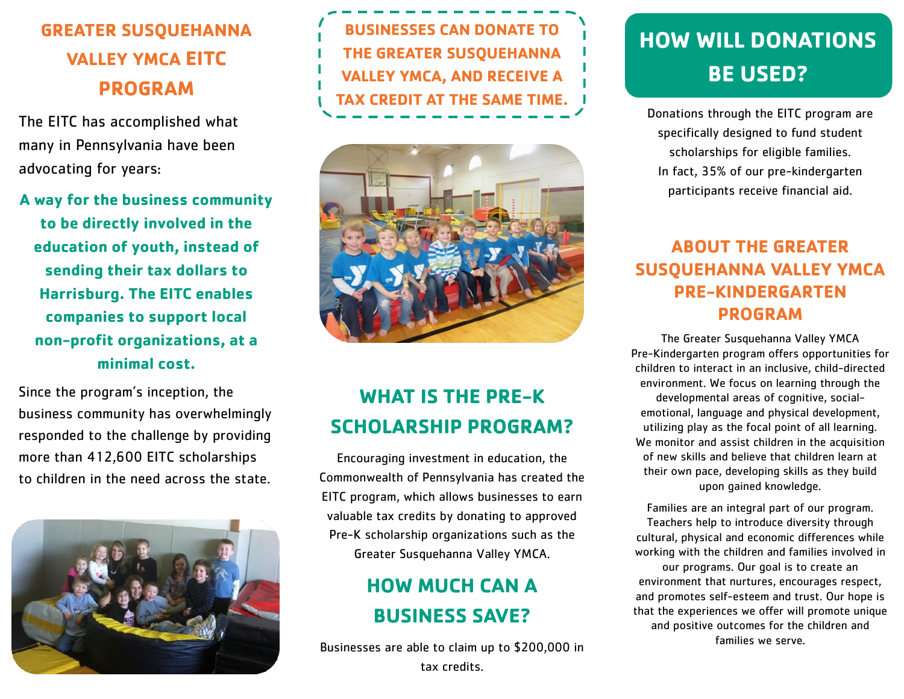## GREATER SUSQUEHANNA VALLEY YMCA EITC PROGRAM

The EITC has accomplished what many in Pennsylvania have been advocating for years:

**A way for the business community to be directly involved in the education of youth, instead of sending their tax dollars to Harrisburg. The EITC enables companies to support local non-profit organizations, at a minimal cost.**

Since the program's inception, the business community has overwhelmingly responded to the challenge by providing more than 412,600 EITC scholarships to children in the need across the state.

**BUSINESSES CAN DONATE TO THE GREATER SUSQUEHANNA VALLEY YMCA, AND RECEIVE A TAX CREDIT AT THE SAME TIME.**

## WHAT IS THE PRE-K SCHOLARSHIP PROGRAM?

Encouraging investment in education, the Commonwealth of Pennsylvania has created the EITC program, which allows businesses to earn valuable tax credits by donating to approved Pre-K scholarship organizations such as the Greater Susquehanna Valley YMCA.

## HOW MUCH CAN A BUSINESS SAVE?

Businesses are able to claim up to $200,000 in tax credits.

## HOW WILL DONATIONS BE USED?

Donations through the EITC program are specifically designed to fund student scholarships for eligible families. In fact, 35% of our pre-kindergarten participants receive financial aid.

## ABOUT THE GREATER SUSQUEHANNA VALLEY YMCA PRE-KINDERGARTEN PROGRAM

The Greater Susquehanna Valley YMCA Pre-Kindergarten program offers opportunities for children to interact in an inclusive, child-directed environment. We focus on learning through the developmental areas of cognitive, social-emotional, language and physical development, utilizing play as the focal point of all learning. We monitor and assist children in the acquisition of new skills and believe that children learn at their own pace, developing skills as they build upon gained knowledge.

Families are an integral part of our program. Teachers help to introduce diversity through cultural, physical and economic differences while working with the children and families involved in our programs. Our goal is to create an environment that nurtures, encourages respect, and promotes self-esteem and trust. Our hope is that the experiences we offer will promote unique and positive outcomes for the children and families we serve.